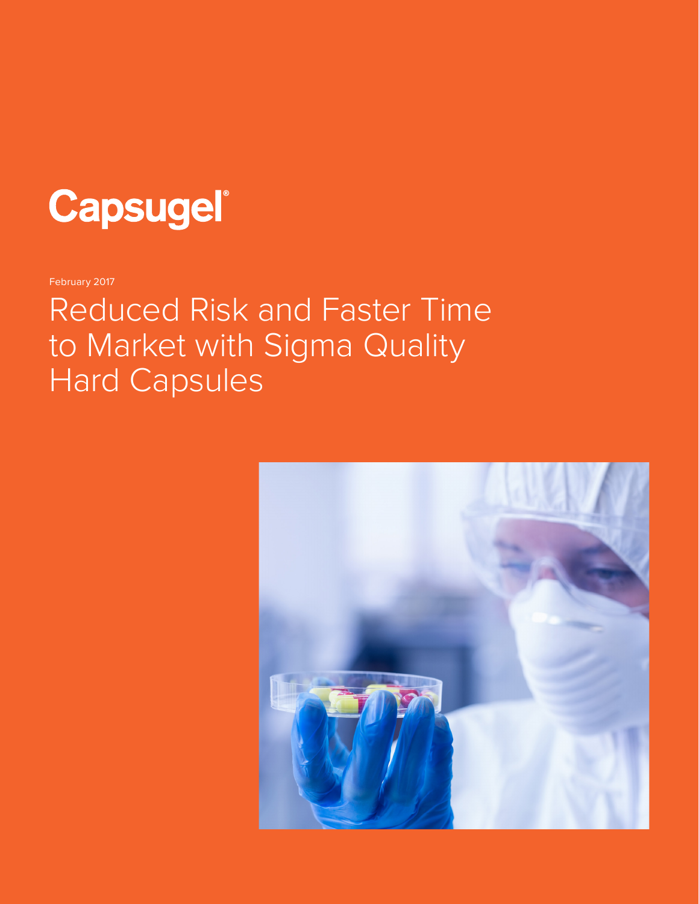Capsugel®

February 2017

# Reduced Risk and Faster Time to Market with Sigma Quality Hard Capsules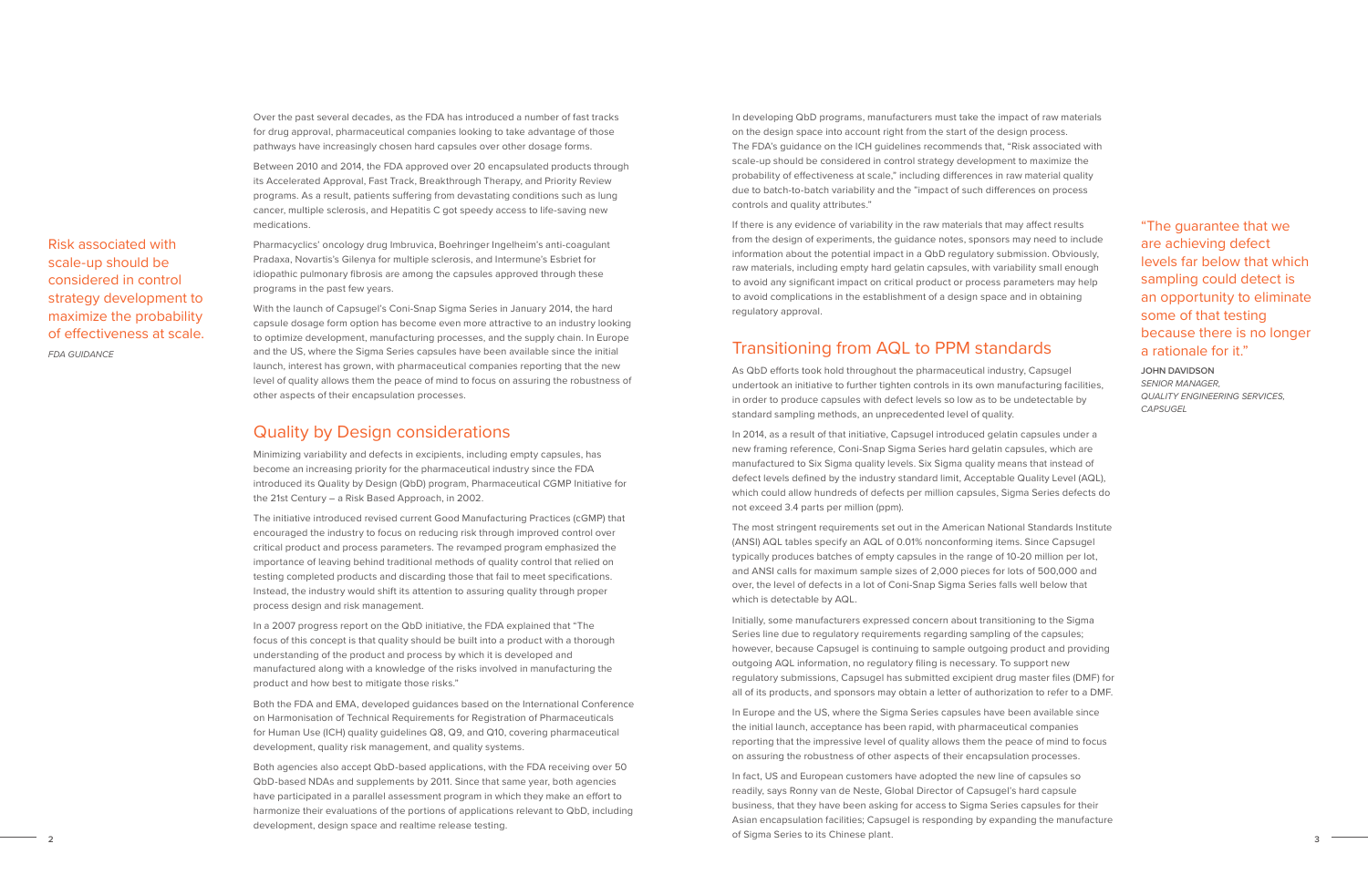Over the past several decades, as the FDA has introduced a number of fast tracks for drug approval, pharmaceutical companies looking to take advantage of those pathways have increasingly chosen hard capsules over other dosage forms.

Between 2010 and 2014, the FDA approved over 20 encapsulated products through its Accelerated Approval, Fast Track, Breakthrough Therapy, and Priority Review programs. As a result, patients suffering from devastating conditions such as lung cancer, multiple sclerosis, and Hepatitis C got speedy access to life-saving new medications.

> Risk associated with scale-up should be considered in control strategy development to maximize the probability of effectiveness at scale.
>
> *FDA GUIDANCE*

Pharmacyclics' oncology drug Imbruvica, Boehringer Ingelheim's anti-coagulant Pradaxa, Novartis's Gilenya for multiple sclerosis, and Intermune's Esbriet for idiopathic pulmonary fibrosis are among the capsules approved through these programs in the past few years.

With the launch of Capsugel's Coni-Snap Sigma Series in January 2014, the hard capsule dosage form option has become even more attractive to an industry looking to optimize development, manufacturing processes, and the supply chain. In Europe and the US, where the Sigma Series capsules have been available since the initial launch, interest has grown, with pharmaceutical companies reporting that the new level of quality allows them the peace of mind to focus on assuring the robustness of other aspects of their encapsulation processes.

## Quality by Design considerations

Minimizing variability and defects in excipients, including empty capsules, has become an increasing priority for the pharmaceutical industry since the FDA introduced its Quality by Design (QbD) program, Pharmaceutical CGMP Initiative for the 21st Century – a Risk Based Approach, in 2002.

The initiative introduced revised current Good Manufacturing Practices (cGMP) that encouraged the industry to focus on reducing risk through improved control over critical product and process parameters. The revamped program emphasized the importance of leaving behind traditional methods of quality control that relied on testing completed products and discarding those that fail to meet specifications. Instead, the industry would shift its attention to assuring quality through proper process design and risk management.

In a 2007 progress report on the QbD initiative, the FDA explained that "The focus of this concept is that quality should be built into a product with a thorough understanding of the product and process by which it is developed and manufactured along with a knowledge of the risks involved in manufacturing the product and how best to mitigate those risks."

Both the FDA and EMA, developed guidances based on the International Conference on Harmonisation of Technical Requirements for Registration of Pharmaceuticals for Human Use (ICH) quality guidelines Q8, Q9, and Q10, covering pharmaceutical development, quality risk management, and quality systems.

Both agencies also accept QbD-based applications, with the FDA receiving over 50 QbD-based NDAs and supplements by 2011. Since that same year, both agencies have participated in a parallel assessment program in which they make an effort to harmonize their evaluations of the portions of applications relevant to QbD, including development, design space and realtime release testing.

In developing QbD programs, manufacturers must take the impact of raw materials on the design space into account right from the start of the design process. The FDA's guidance on the ICH guidelines recommends that, "Risk associated with scale-up should be considered in control strategy development to maximize the probability of effectiveness at scale," including differences in raw material quality due to batch-to-batch variability and the "impact of such differences on process controls and quality attributes."

If there is any evidence of variability in the raw materials that may affect results from the design of experiments, the guidance notes, sponsors may need to include information about the potential impact in a QbD regulatory submission. Obviously, raw materials, including empty hard gelatin capsules, with variability small enough to avoid any significant impact on critical product or process parameters may help to avoid complications in the establishment of a design space and in obtaining regulatory approval.

## Transitioning from AQL to PPM standards

As QbD efforts took hold throughout the pharmaceutical industry, Capsugel undertook an initiative to further tighten controls in its own manufacturing facilities, in order to produce capsules with defect levels so low as to be undetectable by standard sampling methods, an unprecedented level of quality.

> "The guarantee that we are achieving defect levels far below that which sampling could detect is an opportunity to eliminate some of that testing because there is no longer a rationale for it."
>
> **JOHN DAVIDSON**
> *SENIOR MANAGER, QUALITY ENGINEERING SERVICES, CAPSUGEL*

In 2014, as a result of that initiative, Capsugel introduced gelatin capsules under a new framing reference, Coni-Snap Sigma Series hard gelatin capsules, which are manufactured to Six Sigma quality levels. Six Sigma quality means that instead of defect levels defined by the industry standard limit, Acceptable Quality Level (AQL), which could allow hundreds of defects per million capsules, Sigma Series defects do not exceed 3.4 parts per million (ppm).

The most stringent requirements set out in the American National Standards Institute (ANSI) AQL tables specify an AQL of 0.01% nonconforming items. Since Capsugel typically produces batches of empty capsules in the range of 10-20 million per lot, and ANSI calls for maximum sample sizes of 2,000 pieces for lots of 500,000 and over, the level of defects in a lot of Coni-Snap Sigma Series falls well below that which is detectable by AQL.

Initially, some manufacturers expressed concern about transitioning to the Sigma Series line due to regulatory requirements regarding sampling of the capsules; however, because Capsugel is continuing to sample outgoing product and providing outgoing AQL information, no regulatory filing is necessary. To support new regulatory submissions, Capsugel has submitted excipient drug master files (DMF) for all of its products, and sponsors may obtain a letter of authorization to refer to a DMF.

In Europe and the US, where the Sigma Series capsules have been available since the initial launch, acceptance has been rapid, with pharmaceutical companies reporting that the impressive level of quality allows them the peace of mind to focus on assuring the robustness of other aspects of their encapsulation processes.

In fact, US and European customers have adopted the new line of capsules so readily, says Ronny van de Neste, Global Director of Capsugel's hard capsule business, that they have been asking for access to Sigma Series capsules for their Asian encapsulation facilities; Capsugel is responding by expanding the manufacture of Sigma Series to its Chinese plant.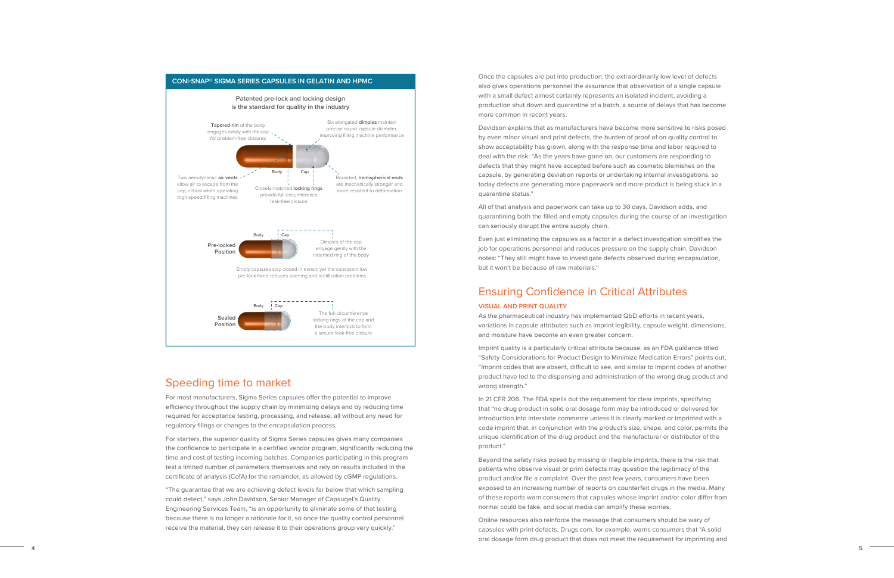**CONI-SNAP® SIGMA SERIES CAPSULES IN GELATIN AND HPMC**

**Patented pre-lock and locking design is the standard for quality in the industry**

**Tapered rim** of the body engages easily with the cap for problem-free closures

Six elongated **dimples** maintain precise round capsule diameter, improving filling machine performance

Body | Cap

Two aerodynamic **air vents** allow air to escape from the cap; critical when operating high-speed filling machines

Closely-matched **locking rings** provide full-circumference leak-free closure

Rounded, **hemispherical ends** are mechanically stronger and more resistant to deformation

**Pre-locked Position**

Dimples of the cap engage gently with the indented ring of the body

Empty capsules stay closed in transit; yet the consistent low pre-lock force reduces opening and rectification problems

**Sealed Position**

The full-circumference locking rings of the cap and the body interlock to form a secure leak-free closure

## Speeding time to market

For most manufacturers, Sigma Series capsules offer the potential to improve efficiency throughout the supply chain by minimizing delays and by reducing time required for acceptance testing, processing, and release, all without any need for regulatory filings or changes to the encapsulation process.

For starters, the superior quality of Sigma Series capsules gives many companies the confidence to participate in a certified vendor program, significantly reducing the time and cost of testing incoming batches. Companies participating in this program test a limited number of parameters themselves and rely on results included in the certificate of analysis (CofA) for the remainder, as allowed by cGMP regulations.

"The guarantee that we are achieving defect levels far below that which sampling could detect," says John Davidson, Senior Manager of Capsugel's Quality Engineering Services Team, "is an opportunity to eliminate some of that testing because there is no longer a rationale for it, so once the quality control personnel receive the material, they can release it to their operations group very quickly."

Once the capsules are put into production, the extraordinarily low level of defects also gives operations personnel the assurance that observation of a single capsule with a small defect almost certainly represents an isolated incident, avoiding a production shut down and quarantine of a batch, a source of delays that has become more common in recent years.

Davidson explains that as manufacturers have become more sensitive to risks posed by even minor visual and print defects, the burden of proof of on quality control to show acceptability has grown, along with the response time and labor required to deal with the risk: "As the years have gone on, our customers are responding to defects that they might have accepted before such as cosmetic blemishes on the capsule, by generating deviation reports or undertaking internal investigations, so today defects are generating more paperwork and more product is being stuck in a quarantine status."

All of that analysis and paperwork can take up to 30 days, Davidson adds, and quarantining both the filled and empty capsules during the course of an investigation can seriously disrupt the entire supply chain.

Even just eliminating the capsules as a factor in a defect investigation simplifies the job for operations personnel and reduces pressure on the supply chain, Davidson notes: "They still might have to investigate defects observed during encapsulation, but it won't be because of raw materials."

## Ensuring Confidence in Critical Attributes

### VISUAL AND PRINT QUALITY

As the pharmaceutical industry has implemented QbD efforts in recent years, variations in capsule attributes such as imprint legibility, capsule weight, dimensions, and moisture have become an even greater concern.

Imprint quality is a particularly critical attribute because, as an FDA guidance titled "Safety Considerations for Product Design to Minimize Medication Errors" points out, "Imprint codes that are absent, difficult to see, and similar to imprint codes of another product have led to the dispensing and administration of the wrong drug product and wrong strength."

In 21 CFR 206, The FDA spells out the requirement for clear imprints, specifying that "no drug product in solid oral dosage form may be introduced or delivered for introduction into interstate commerce unless it is clearly marked or imprinted with a code imprint that, in conjunction with the product's size, shape, and color, permits the unique identification of the drug product and the manufacturer or distributor of the product."

Beyond the safety risks posed by missing or illegible imprints, there is the risk that patients who observe visual or print defects may question the legitimacy of the product and/or file a complaint. Over the past few years, consumers have been exposed to an increasing number of reports on counterfeit drugs in the media. Many of these reports warn consumers that capsules whose imprint and/or color differ from normal could be fake, and social media can amplify these worries.

Online resources also reinforce the message that consumers should be wary of capsules with print defects. Drugs.com, for example, warns consumers that "A solid oral dosage form drug product that does not meet the requirement for imprinting and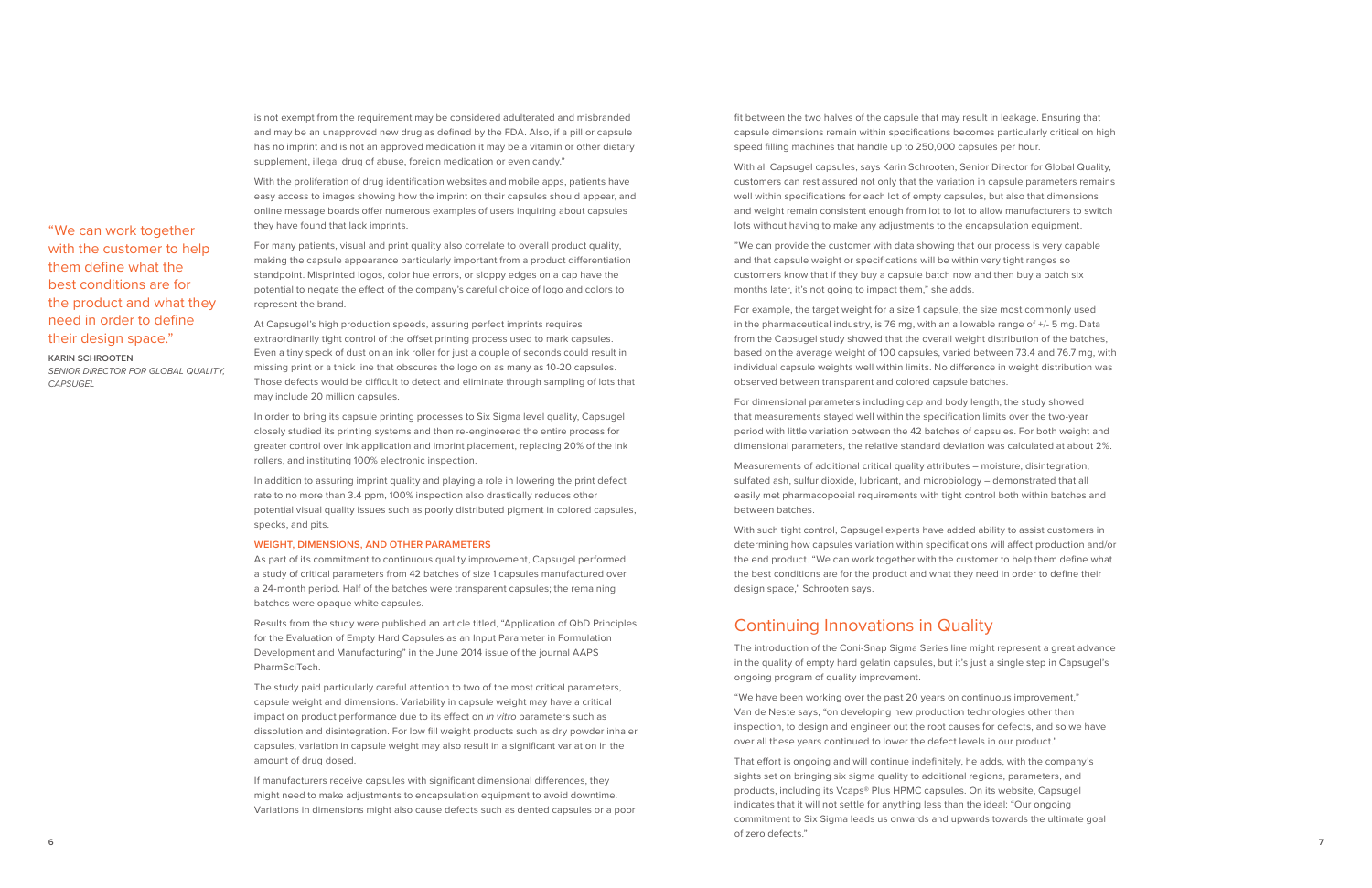is not exempt from the requirement may be considered adulterated and misbranded and may be an unapproved new drug as defined by the FDA. Also, if a pill or capsule has no imprint and is not an approved medication it may be a vitamin or other dietary supplement, illegal drug of abuse, foreign medication or even candy."

With the proliferation of drug identification websites and mobile apps, patients have easy access to images showing how the imprint on their capsules should appear, and online message boards offer numerous examples of users inquiring about capsules they have found that lack imprints.

> "We can work together with the customer to help them define what the best conditions are for the product and what they need in order to define their design space."
>
> **KARIN SCHROOTEN**
> *SENIOR DIRECTOR FOR GLOBAL QUALITY, CAPSUGEL*

For many patients, visual and print quality also correlate to overall product quality, making the capsule appearance particularly important from a product differentiation standpoint. Misprinted logos, color hue errors, or sloppy edges on a cap have the potential to negate the effect of the company's careful choice of logo and colors to represent the brand.

At Capsugel's high production speeds, assuring perfect imprints requires extraordinarily tight control of the offset printing process used to mark capsules. Even a tiny speck of dust on an ink roller for just a couple of seconds could result in missing print or a thick line that obscures the logo on as many as 10-20 capsules. Those defects would be difficult to detect and eliminate through sampling of lots that may include 20 million capsules.

In order to bring its capsule printing processes to Six Sigma level quality, Capsugel closely studied its printing systems and then re-engineered the entire process for greater control over ink application and imprint placement, replacing 20% of the ink rollers, and instituting 100% electronic inspection.

In addition to assuring imprint quality and playing a role in lowering the print defect rate to no more than 3.4 ppm, 100% inspection also drastically reduces other potential visual quality issues such as poorly distributed pigment in colored capsules, specks, and pits.

### WEIGHT, DIMENSIONS, AND OTHER PARAMETERS

As part of its commitment to continuous quality improvement, Capsugel performed a study of critical parameters from 42 batches of size 1 capsules manufactured over a 24-month period. Half of the batches were transparent capsules; the remaining batches were opaque white capsules.

Results from the study were published an article titled, "Application of QbD Principles for the Evaluation of Empty Hard Capsules as an Input Parameter in Formulation Development and Manufacturing" in the June 2014 issue of the journal AAPS PharmSciTech.

The study paid particularly careful attention to two of the most critical parameters, capsule weight and dimensions. Variability in capsule weight may have a critical impact on product performance due to its effect on *in vitro* parameters such as dissolution and disintegration. For low fill weight products such as dry powder inhaler capsules, variation in capsule weight may also result in a significant variation in the amount of drug dosed.

If manufacturers receive capsules with significant dimensional differences, they might need to make adjustments to encapsulation equipment to avoid downtime. Variations in dimensions might also cause defects such as dented capsules or a poor fit between the two halves of the capsule that may result in leakage. Ensuring that capsule dimensions remain within specifications becomes particularly critical on high speed filling machines that handle up to 250,000 capsules per hour.

With all Capsugel capsules, says Karin Schrooten, Senior Director for Global Quality, customers can rest assured not only that the variation in capsule parameters remains well within specifications for each lot of empty capsules, but also that dimensions and weight remain consistent enough from lot to lot to allow manufacturers to switch lots without having to make any adjustments to the encapsulation equipment.

"We can provide the customer with data showing that our process is very capable and that capsule weight or specifications will be within very tight ranges so customers know that if they buy a capsule batch now and then buy a batch six months later, it's not going to impact them," she adds.

For example, the target weight for a size 1 capsule, the size most commonly used in the pharmaceutical industry, is 76 mg, with an allowable range of +/- 5 mg. Data from the Capsugel study showed that the overall weight distribution of the batches, based on the average weight of 100 capsules, varied between 73.4 and 76.7 mg, with individual capsule weights well within limits. No difference in weight distribution was observed between transparent and colored capsule batches.

For dimensional parameters including cap and body length, the study showed that measurements stayed well within the specification limits over the two-year period with little variation between the 42 batches of capsules. For both weight and dimensional parameters, the relative standard deviation was calculated at about 2%.

Measurements of additional critical quality attributes – moisture, disintegration, sulfated ash, sulfur dioxide, lubricant, and microbiology – demonstrated that all easily met pharmacopoeial requirements with tight control both within batches and between batches.

With such tight control, Capsugel experts have added ability to assist customers in determining how capsules variation within specifications will affect production and/or the end product. "We can work together with the customer to help them define what the best conditions are for the product and what they need in order to define their design space," Schrooten says.

## Continuing Innovations in Quality

The introduction of the Coni-Snap Sigma Series line might represent a great advance in the quality of empty hard gelatin capsules, but it's just a single step in Capsugel's ongoing program of quality improvement.

"We have been working over the past 20 years on continuous improvement," Van de Neste says, "on developing new production technologies other than inspection, to design and engineer out the root causes for defects, and so we have over all these years continued to lower the defect levels in our product."

That effort is ongoing and will continue indefinitely, he adds, with the company's sights set on bringing six sigma quality to additional regions, parameters, and products, including its Vcaps® Plus HPMC capsules. On its website, Capsugel indicates that it will not settle for anything less than the ideal: "Our ongoing commitment to Six Sigma leads us onwards and upwards towards the ultimate goal of zero defects."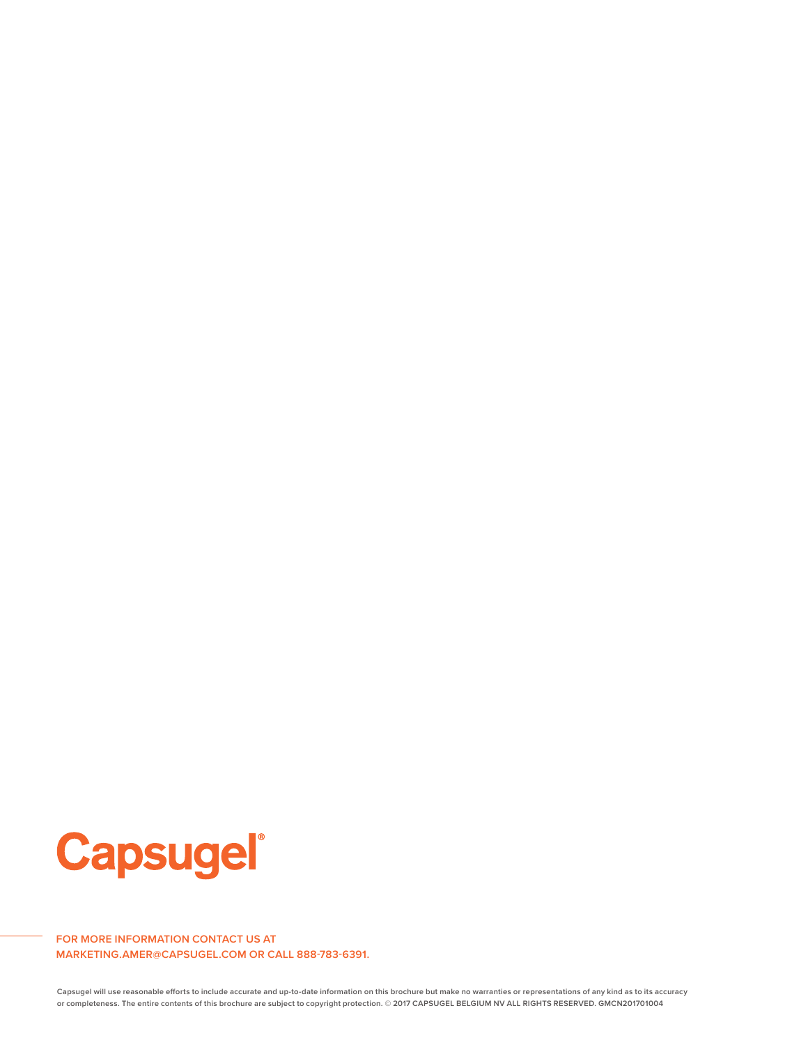Capsugel®

**FOR MORE INFORMATION CONTACT US AT MARKETING.AMER@CAPSUGEL.COM OR CALL 888-783-6391.**

Capsugel will use reasonable efforts to include accurate and up-to-date information on this brochure but make no warranties or representations of any kind as to its accuracy or completeness. The entire contents of this brochure are subject to copyright protection. © 2017 CAPSUGEL BELGIUM NV ALL RIGHTS RESERVED. GMCN201701004